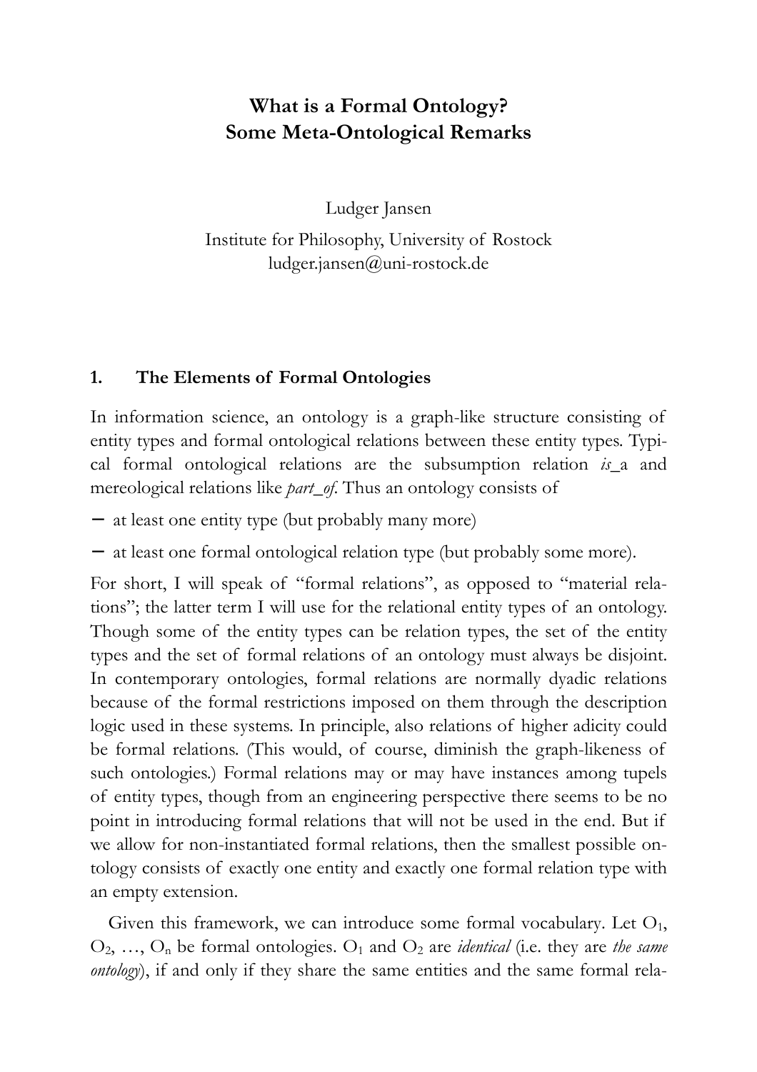# What is a Formal Ontology?
# Some Meta-Ontological Remarks

Ludger Jansen

Institute for Philosophy, University of Rostock
ludger.jansen@uni-rostock.de

## 1. The Elements of Formal Ontologies

In information science, an ontology is a graph-like structure consisting of entity types and formal ontological relations between these entity types. Typical formal ontological relations are the subsumption relation *is*_a and mereological relations like *part_of*. Thus an ontology consists of

- at least one entity type (but probably many more)
- at least one formal ontological relation type (but probably some more).

For short, I will speak of "formal relations", as opposed to "material relations"; the latter term I will use for the relational entity types of an ontology. Though some of the entity types can be relation types, the set of the entity types and the set of formal relations of an ontology must always be disjoint. In contemporary ontologies, formal relations are normally dyadic relations because of the formal restrictions imposed on them through the description logic used in these systems. In principle, also relations of higher adicity could be formal relations. (This would, of course, diminish the graph-likeness of such ontologies.) Formal relations may or may have instances among tupels of entity types, though from an engineering perspective there seems to be no point in introducing formal relations that will not be used in the end. But if we allow for non-instantiated formal relations, then the smallest possible ontology consists of exactly one entity and exactly one formal relation type with an empty extension.

Given this framework, we can introduce some formal vocabulary. Let $O_1$, $O_2$, …, $O_n$ be formal ontologies. $O_1$ and $O_2$ are *identical* (i.e. they are *the same ontology*), if and only if they share the same entities and the same formal rela-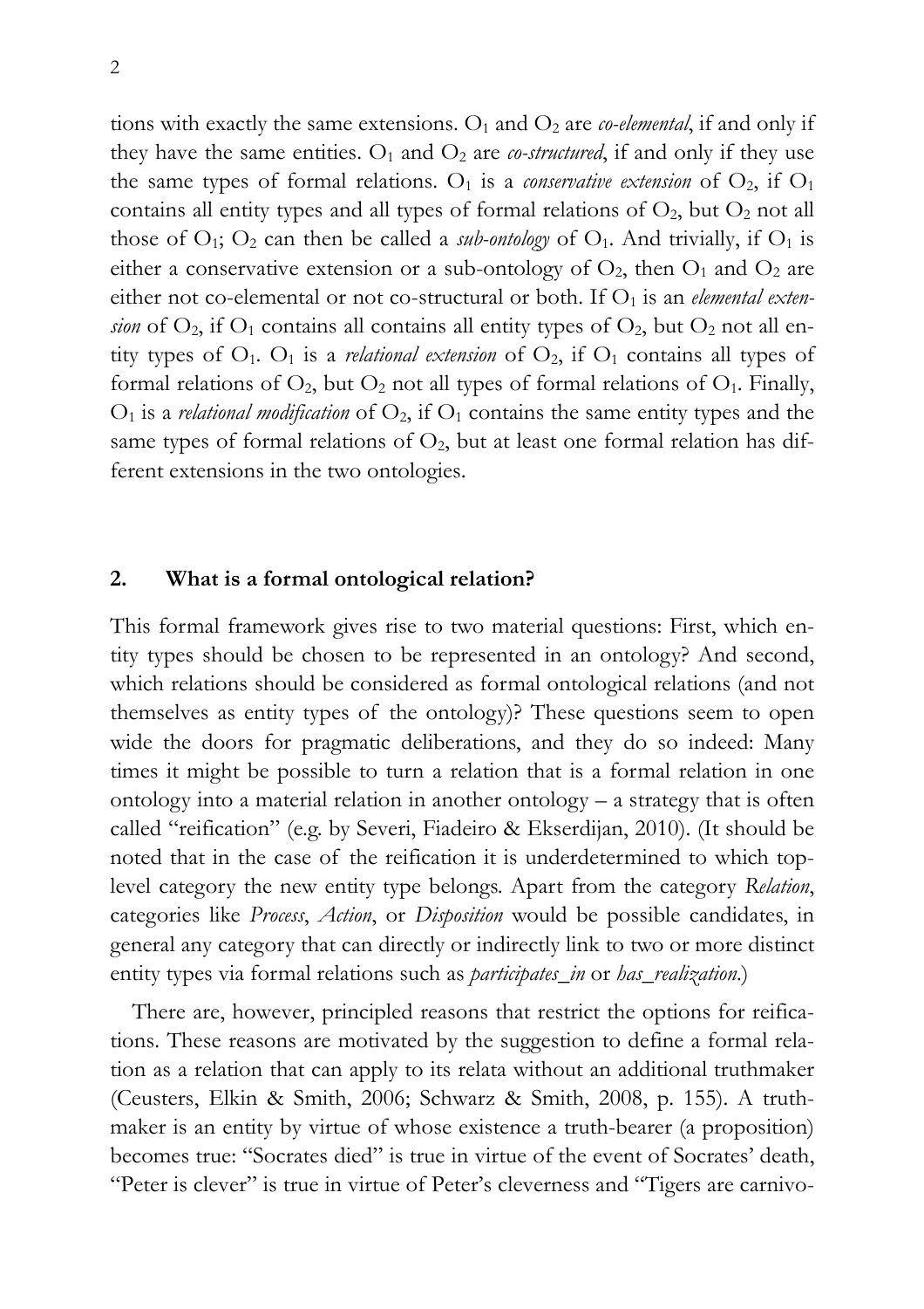tions with exactly the same extensions. $O_1$ and $O_2$ are *co-elemental*, if and only if they have the same entities. $O_1$ and $O_2$ are *co-structured*, if and only if they use the same types of formal relations. $O_1$ is a *conservative extension* of $O_2$, if $O_1$ contains all entity types and all types of formal relations of $O_2$, but $O_2$ not all those of $O_1$; $O_2$ can then be called a *sub-ontology* of $O_1$. And trivially, if $O_1$ is either a conservative extension or a sub-ontology of $O_2$, then $O_1$ and $O_2$ are either not co-elemental or not co-structural or both. If $O_1$ is an *elemental extension* of $O_2$, if $O_1$ contains all contains all entity types of $O_2$, but $O_2$ not all entity types of $O_1$. $O_1$ is a *relational extension* of $O_2$, if $O_1$ contains all types of formal relations of $O_2$, but $O_2$ not all types of formal relations of $O_1$. Finally, $O_1$ is a *relational modification* of $O_2$, if $O_1$ contains the same entity types and the same types of formal relations of $O_2$, but at least one formal relation has different extensions in the two ontologies.

## 2. What is a formal ontological relation?

This formal framework gives rise to two material questions: First, which entity types should be chosen to be represented in an ontology? And second, which relations should be considered as formal ontological relations (and not themselves as entity types of the ontology)? These questions seem to open wide the doors for pragmatic deliberations, and they do so indeed: Many times it might be possible to turn a relation that is a formal relation in one ontology into a material relation in another ontology – a strategy that is often called "reification" (e.g. by Severi, Fiadeiro & Ekserdijan, 2010). (It should be noted that in the case of the reification it is underdetermined to which top-level category the new entity type belongs. Apart from the category *Relation*, categories like *Process*, *Action*, or *Disposition* would be possible candidates, in general any category that can directly or indirectly link to two or more distinct entity types via formal relations such as *participates_in* or *has_realization*.)

There are, however, principled reasons that restrict the options for reifications. These reasons are motivated by the suggestion to define a formal relation as a relation that can apply to its relata without an additional truthmaker (Ceusters, Elkin & Smith, 2006; Schwarz & Smith, 2008, p. 155). A truthmaker is an entity by virtue of whose existence a truth-bearer (a proposition) becomes true: "Socrates died" is true in virtue of the event of Socrates' death, "Peter is clever" is true in virtue of Peter's cleverness and "Tigers are carnivo-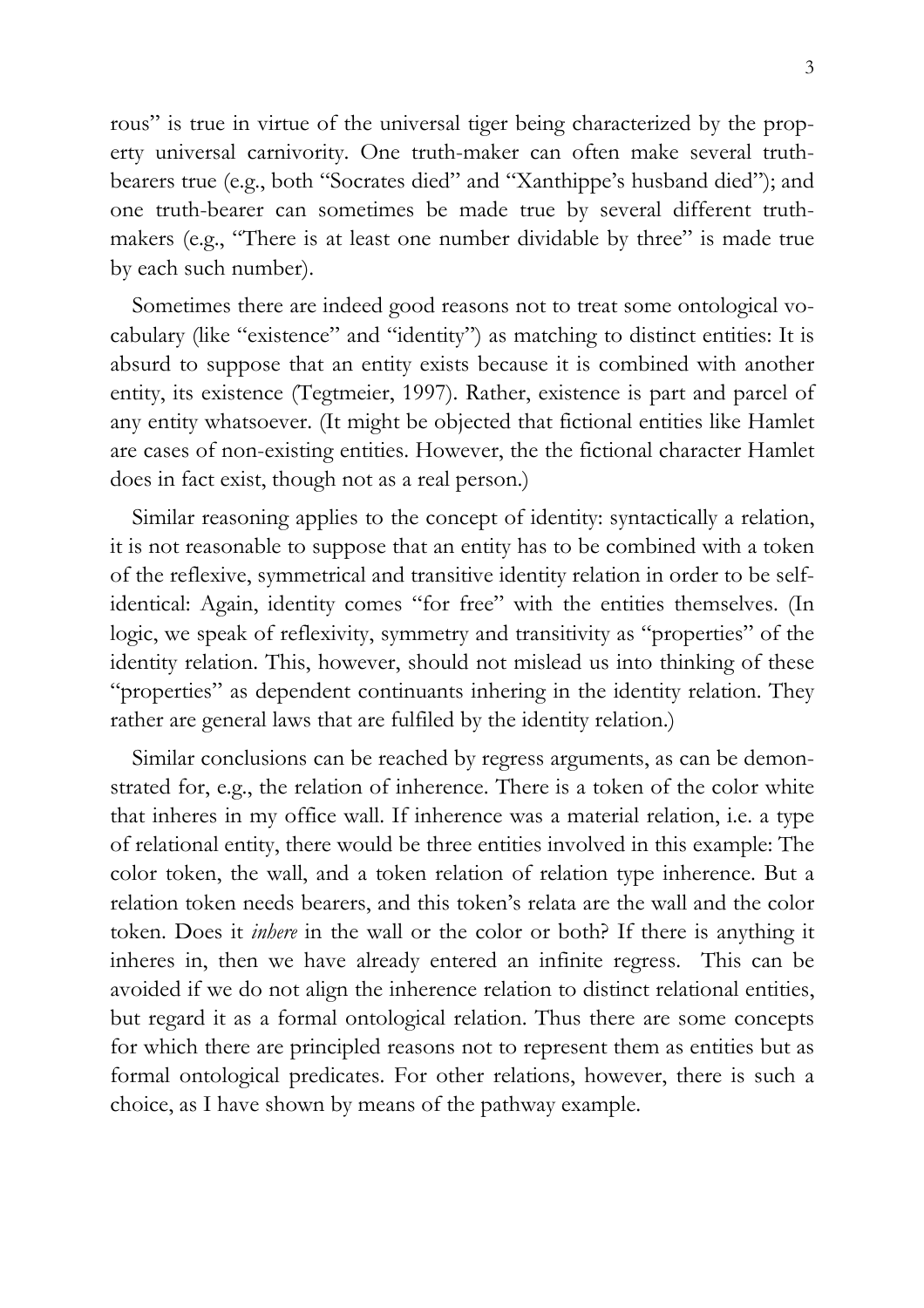rous" is true in virtue of the universal tiger being characterized by the property universal carnivority. One truth-maker can often make several truth-bearers true (e.g., both "Socrates died" and "Xanthippe's husband died"); and one truth-bearer can sometimes be made true by several different truth-makers (e.g., "There is at least one number dividable by three" is made true by each such number).

Sometimes there are indeed good reasons not to treat some ontological vocabulary (like "existence" and "identity") as matching to distinct entities: It is absurd to suppose that an entity exists because it is combined with another entity, its existence (Tegtmeier, 1997). Rather, existence is part and parcel of any entity whatsoever. (It might be objected that fictional entities like Hamlet are cases of non-existing entities. However, the the fictional character Hamlet does in fact exist, though not as a real person.)

Similar reasoning applies to the concept of identity: syntactically a relation, it is not reasonable to suppose that an entity has to be combined with a token of the reflexive, symmetrical and transitive identity relation in order to be self-identical: Again, identity comes "for free" with the entities themselves. (In logic, we speak of reflexivity, symmetry and transitivity as "properties" of the identity relation. This, however, should not mislead us into thinking of these "properties" as dependent continuants inhering in the identity relation. They rather are general laws that are fulfiled by the identity relation.)

Similar conclusions can be reached by regress arguments, as can be demonstrated for, e.g., the relation of inherence. There is a token of the color white that inheres in my office wall. If inherence was a material relation, i.e. a type of relational entity, there would be three entities involved in this example: The color token, the wall, and a token relation of relation type inherence. But a relation token needs bearers, and this token's relata are the wall and the color token. Does it *inhere* in the wall or the color or both? If there is anything it inheres in, then we have already entered an infinite regress. This can be avoided if we do not align the inherence relation to distinct relational entities, but regard it as a formal ontological relation. Thus there are some concepts for which there are principled reasons not to represent them as entities but as formal ontological predicates. For other relations, however, there is such a choice, as I have shown by means of the pathway example.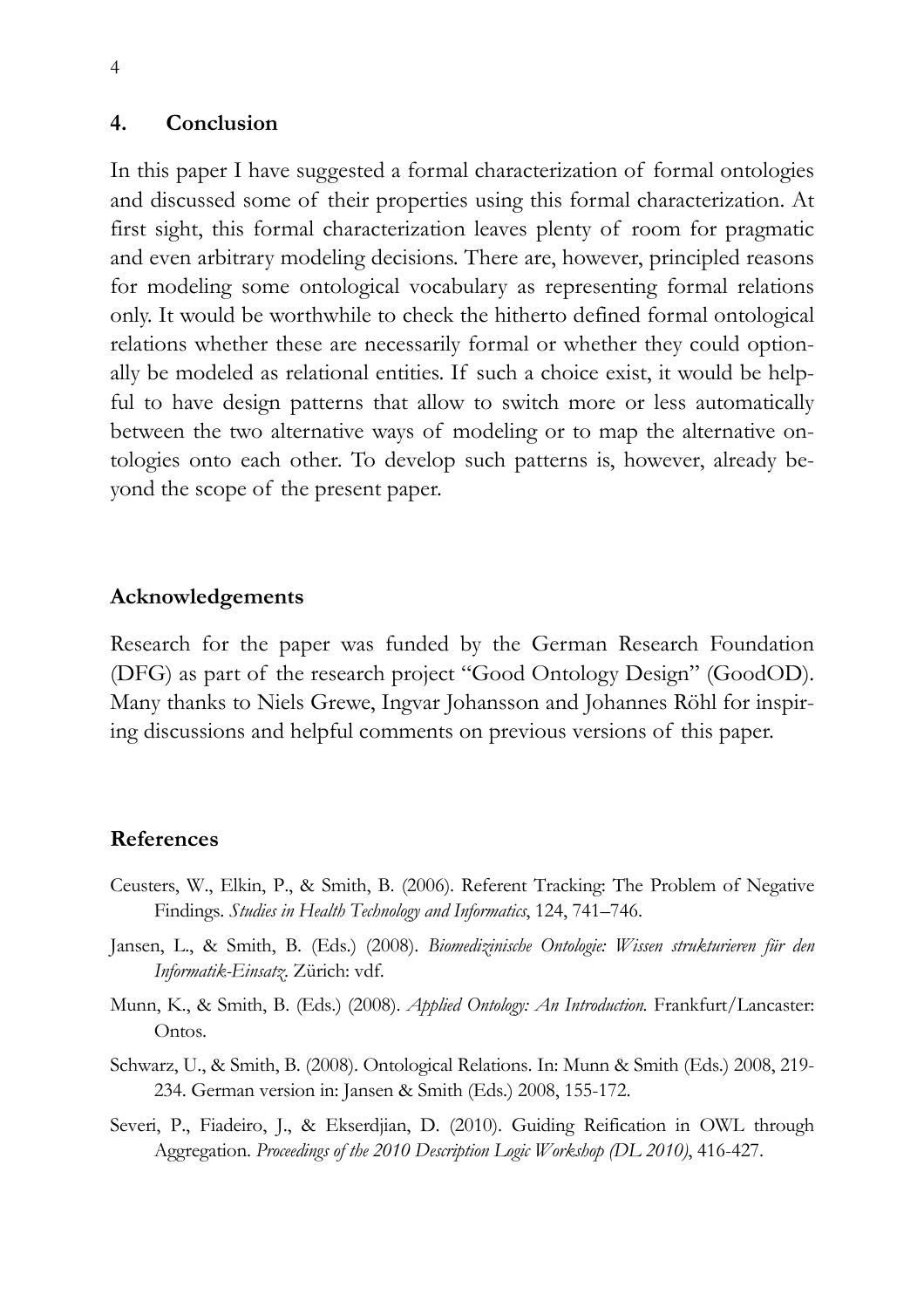## 4. Conclusion

In this paper I have suggested a formal characterization of formal ontologies and discussed some of their properties using this formal characterization. At first sight, this formal characterization leaves plenty of room for pragmatic and even arbitrary modeling decisions. There are, however, principled reasons for modeling some ontological vocabulary as representing formal relations only. It would be worthwhile to check the hitherto defined formal ontological relations whether these are necessarily formal or whether they could optionally be modeled as relational entities. If such a choice exist, it would be helpful to have design patterns that allow to switch more or less automatically between the two alternative ways of modeling or to map the alternative ontologies onto each other. To develop such patterns is, however, already beyond the scope of the present paper.

## Acknowledgements

Research for the paper was funded by the German Research Foundation (DFG) as part of the research project "Good Ontology Design" (GoodOD). Many thanks to Niels Grewe, Ingvar Johansson and Johannes Röhl for inspiring discussions and helpful comments on previous versions of this paper.

## References

Ceusters, W., Elkin, P., & Smith, B. (2006). Referent Tracking: The Problem of Negative Findings. *Studies in Health Technology and Informatics*, 124, 741–746.

Jansen, L., & Smith, B. (Eds.) (2008). *Biomedizinische Ontologie: Wissen strukturieren für den Informatik-Einsatz*. Zürich: vdf.

Munn, K., & Smith, B. (Eds.) (2008). *Applied Ontology: An Introduction.* Frankfurt/Lancaster: Ontos.

Schwarz, U., & Smith, B. (2008). Ontological Relations. In: Munn & Smith (Eds.) 2008, 219-234. German version in: Jansen & Smith (Eds.) 2008, 155-172.

Severi, P., Fiadeiro, J., & Ekserdjian, D. (2010). Guiding Reification in OWL through Aggregation. *Proceedings of the 2010 Description Logic Workshop (DL 2010)*, 416-427.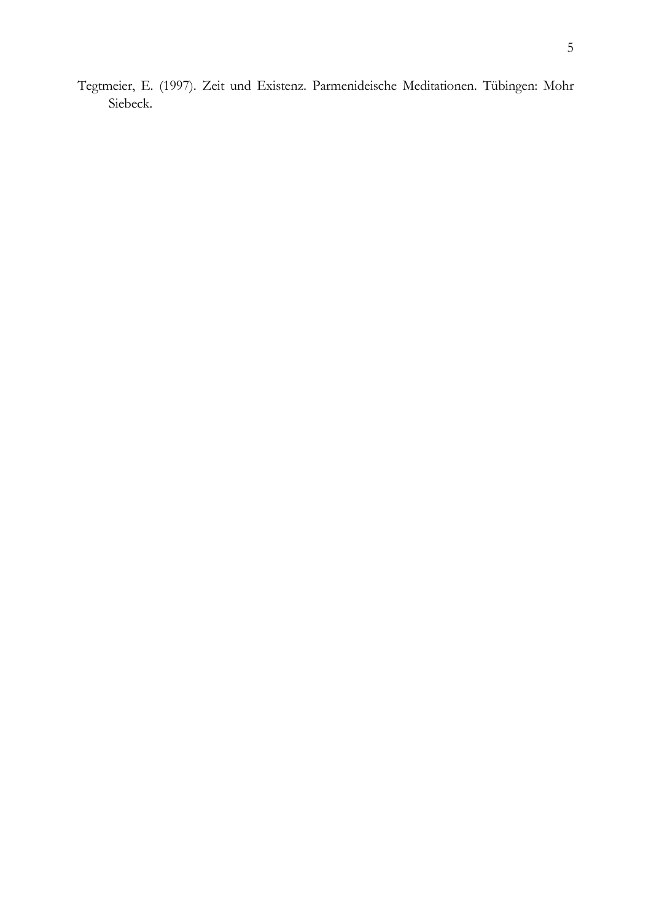Tegtmeier, E. (1997). Zeit und Existenz. Parmenideische Meditationen. Tübingen: Mohr Siebeck.